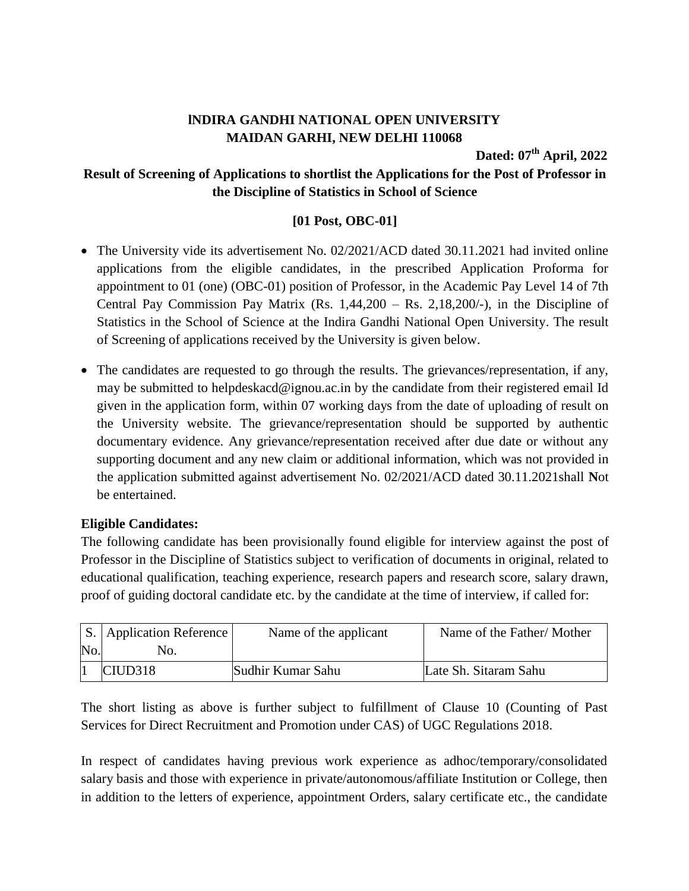# INDIRA GANDHI NATIONAL OPEN UNIVERSITY
## MAIDAN GARHI, NEW DELHI 110068

**Dated: 07th April, 2022**

## Result of Screening of Applications to shortlist the Applications for the Post of Professor in the Discipline of Statistics in School of Science

**[01 Post, OBC-01]**

- The University vide its advertisement No. 02/2021/ACD dated 30.11.2021 had invited online applications from the eligible candidates, in the prescribed Application Proforma for appointment to 01 (one) (OBC-01) position of Professor, in the Academic Pay Level 14 of 7th Central Pay Commission Pay Matrix (Rs. 1,44,200 – Rs. 2,18,200/-), in the Discipline of Statistics in the School of Science at the Indira Gandhi National Open University. The result of Screening of applications received by the University is given below.
- The candidates are requested to go through the results. The grievances/representation, if any, may be submitted to helpdeskacd@ignou.ac.in by the candidate from their registered email Id given in the application form, within 07 working days from the date of uploading of result on the University website. The grievance/representation should be supported by authentic documentary evidence. Any grievance/representation received after due date or without any supporting document and any new claim or additional information, which was not provided in the application submitted against advertisement No. 02/2021/ACD dated 30.11.2021shall **N**ot be entertained.

**Eligible Candidates:**

The following candidate has been provisionally found eligible for interview against the post of Professor in the Discipline of Statistics subject to verification of documents in original, related to educational qualification, teaching experience, research papers and research score, salary drawn, proof of guiding doctoral candidate etc. by the candidate at the time of interview, if called for:

| S. No. | Application Reference No. | Name of the applicant | Name of the Father/ Mother |
|---|---|---|---|
| 1 | CIUD318 | Sudhir Kumar Sahu | Late Sh. Sitaram Sahu |

The short listing as above is further subject to fulfillment of Clause 10 (Counting of Past Services for Direct Recruitment and Promotion under CAS) of UGC Regulations 2018.

In respect of candidates having previous work experience as adhoc/temporary/consolidated salary basis and those with experience in private/autonomous/affiliate Institution or College, then in addition to the letters of experience, appointment Orders, salary certificate etc., the candidate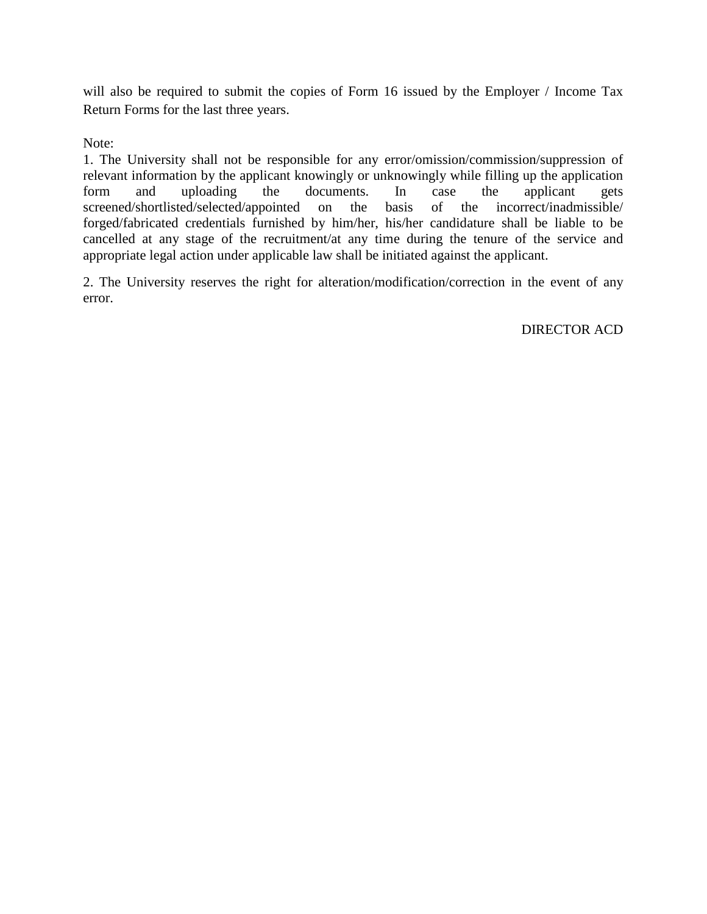will also be required to submit the copies of Form 16 issued by the Employer / Income Tax Return Forms for the last three years.

Note:

1. The University shall not be responsible for any error/omission/commission/suppression of relevant information by the applicant knowingly or unknowingly while filling up the application form and uploading the documents. In case the applicant gets screened/shortlisted/selected/appointed on the basis of the incorrect/inadmissible/ forged/fabricated credentials furnished by him/her, his/her candidature shall be liable to be cancelled at any stage of the recruitment/at any time during the tenure of the service and appropriate legal action under applicable law shall be initiated against the applicant.

2. The University reserves the right for alteration/modification/correction in the event of any error.

DIRECTOR ACD